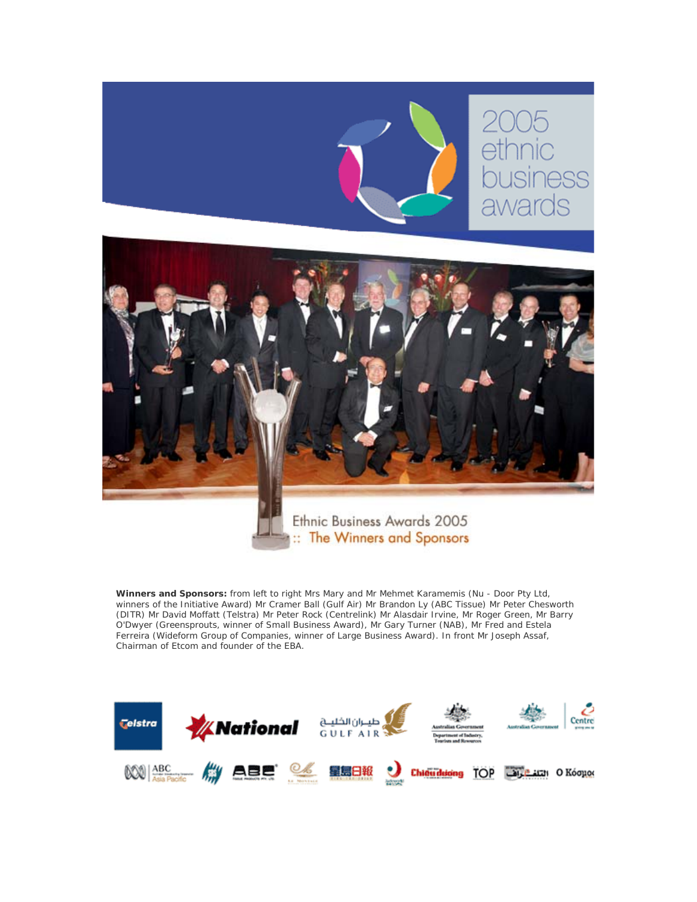# 2005 ethnic business awards

## Ethnic Business Awards 2005

### :: The Winners and Sponsors

**Winners and Sponsors:** from left to right Mrs Mary and Mr Mehmet Karamemis (Nu - Door Pty Ltd, winners of the Initiative Award) Mr Cramer Ball (Gulf Air) Mr Brandon Ly (ABC Tissue) Mr Peter Chesworth (DITR) Mr David Moffatt (Telstra) Mr Peter Rock (Centrelink) Mr Alasdair Irvine, Mr Roger Green, Mr Barry O'Dwyer (Greensprouts, winner of Small Business Award), Mr Gary Turner (NAB), Mr Fred and Estela Ferreira (Wideform Group of Companies, winner of Large Business Award). In front Mr Joseph Assaf, Chairman of Etcom and founder of the EBA.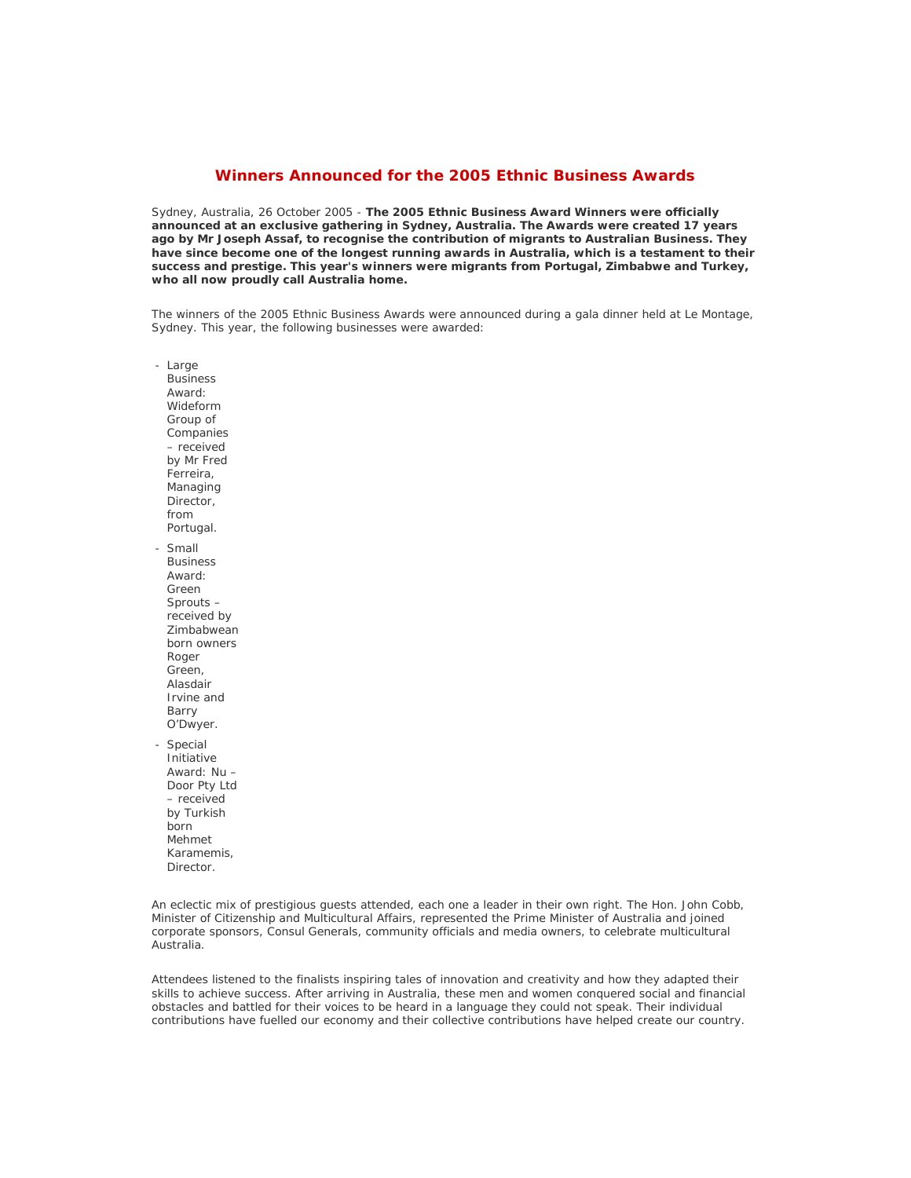# Winners Announced for the 2005 Ethnic Business Awards

Sydney, Australia, 26 October 2005 - **The 2005 Ethnic Business Award Winners were officially announced at an exclusive gathering in Sydney, Australia. The Awards were created 17 years ago by Mr Joseph Assaf, to recognise the contribution of migrants to Australian Business. They have since become one of the longest running awards in Australia, which is a testament to their success and prestige. This year's winners were migrants from Portugal, Zimbabwe and Turkey, who all now proudly call Australia home.**

The winners of the 2005 Ethnic Business Awards were announced during a gala dinner held at Le Montage, Sydney. This year, the following businesses were awarded:

- Large Business Award: Wideform Group of Companies – received by Mr Fred Ferreira, Managing Director, from Portugal.
- Small Business Award: Green Sprouts – received by Zimbabwean born owners Roger Green, Alasdair Irvine and Barry O'Dwyer.
- Special Initiative Award: Nu – Door Pty Ltd – received by Turkish born Mehmet Karamemis, Director.

An eclectic mix of prestigious guests attended, each one a leader in their own right. The Hon. John Cobb, Minister of Citizenship and Multicultural Affairs, represented the Prime Minister of Australia and joined corporate sponsors, Consul Generals, community officials and media owners, to celebrate multicultural Australia.

Attendees listened to the finalists inspiring tales of innovation and creativity and how they adapted their skills to achieve success. After arriving in Australia, these men and women conquered social and financial obstacles and battled for their voices to be heard in a language they could not speak. Their individual contributions have fuelled our economy and their collective contributions have helped create our country.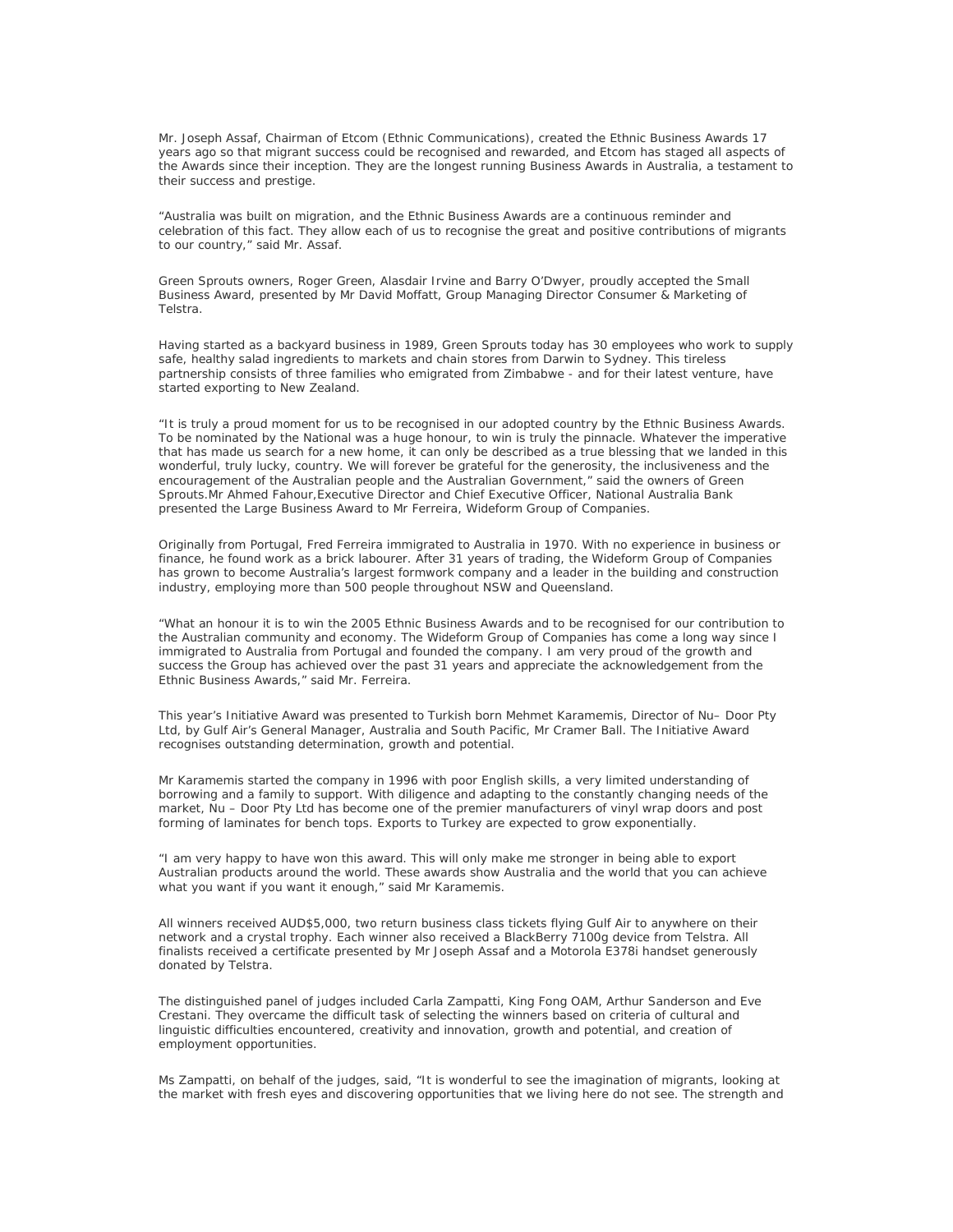Mr. Joseph Assaf, Chairman of Etcom (Ethnic Communications), created the Ethnic Business Awards 17 years ago so that migrant success could be recognised and rewarded, and Etcom has staged all aspects of the Awards since their inception. They are the longest running Business Awards in Australia, a testament to their success and prestige.

"Australia was built on migration, and the Ethnic Business Awards are a continuous reminder and celebration of this fact. They allow each of us to recognise the great and positive contributions of migrants to our country," said Mr. Assaf.

Green Sprouts owners, Roger Green, Alasdair Irvine and Barry O'Dwyer, proudly accepted the Small Business Award, presented by Mr David Moffatt, Group Managing Director Consumer & Marketing of Telstra.

Having started as a backyard business in 1989, Green Sprouts today has 30 employees who work to supply safe, healthy salad ingredients to markets and chain stores from Darwin to Sydney. This tireless partnership consists of three families who emigrated from Zimbabwe - and for their latest venture, have started exporting to New Zealand.

"It is truly a proud moment for us to be recognised in our adopted country by the Ethnic Business Awards. To be nominated by the National was a huge honour, to win is truly the pinnacle. Whatever the imperative that has made us search for a new home, it can only be described as a true blessing that we landed in this wonderful, truly lucky, country. We will forever be grateful for the generosity, the inclusiveness and the encouragement of the Australian people and the Australian Government," said the owners of Green Sprouts.Mr Ahmed Fahour,Executive Director and Chief Executive Officer, National Australia Bank presented the Large Business Award to Mr Ferreira, Wideform Group of Companies.

Originally from Portugal, Fred Ferreira immigrated to Australia in 1970. With no experience in business or finance, he found work as a brick labourer. After 31 years of trading, the Wideform Group of Companies has grown to become Australia's largest formwork company and a leader in the building and construction industry, employing more than 500 people throughout NSW and Queensland.

"What an honour it is to win the 2005 Ethnic Business Awards and to be recognised for our contribution to the Australian community and economy. The Wideform Group of Companies has come a long way since I immigrated to Australia from Portugal and founded the company. I am very proud of the growth and success the Group has achieved over the past 31 years and appreciate the acknowledgement from the Ethnic Business Awards," said Mr. Ferreira.

This year's Initiative Award was presented to Turkish born Mehmet Karamemis, Director of Nu– Door Pty Ltd, by Gulf Air's General Manager, Australia and South Pacific, Mr Cramer Ball. The Initiative Award recognises outstanding determination, growth and potential.

Mr Karamemis started the company in 1996 with poor English skills, a very limited understanding of borrowing and a family to support. With diligence and adapting to the constantly changing needs of the market, Nu – Door Pty Ltd has become one of the premier manufacturers of vinyl wrap doors and post forming of laminates for bench tops. Exports to Turkey are expected to grow exponentially.

"I am very happy to have won this award. This will only make me stronger in being able to export Australian products around the world. These awards show Australia and the world that you can achieve what you want if you want it enough," said Mr Karamemis.

All winners received AUD$5,000, two return business class tickets flying Gulf Air to anywhere on their network and a crystal trophy. Each winner also received a BlackBerry 7100g device from Telstra. All finalists received a certificate presented by Mr Joseph Assaf and a Motorola E378i handset generously donated by Telstra.

The distinguished panel of judges included Carla Zampatti, King Fong OAM, Arthur Sanderson and Eve Crestani. They overcame the difficult task of selecting the winners based on criteria of cultural and linguistic difficulties encountered, creativity and innovation, growth and potential, and creation of employment opportunities.

Ms Zampatti, on behalf of the judges, said, "It is wonderful to see the imagination of migrants, looking at the market with fresh eyes and discovering opportunities that we living here do not see. The strength and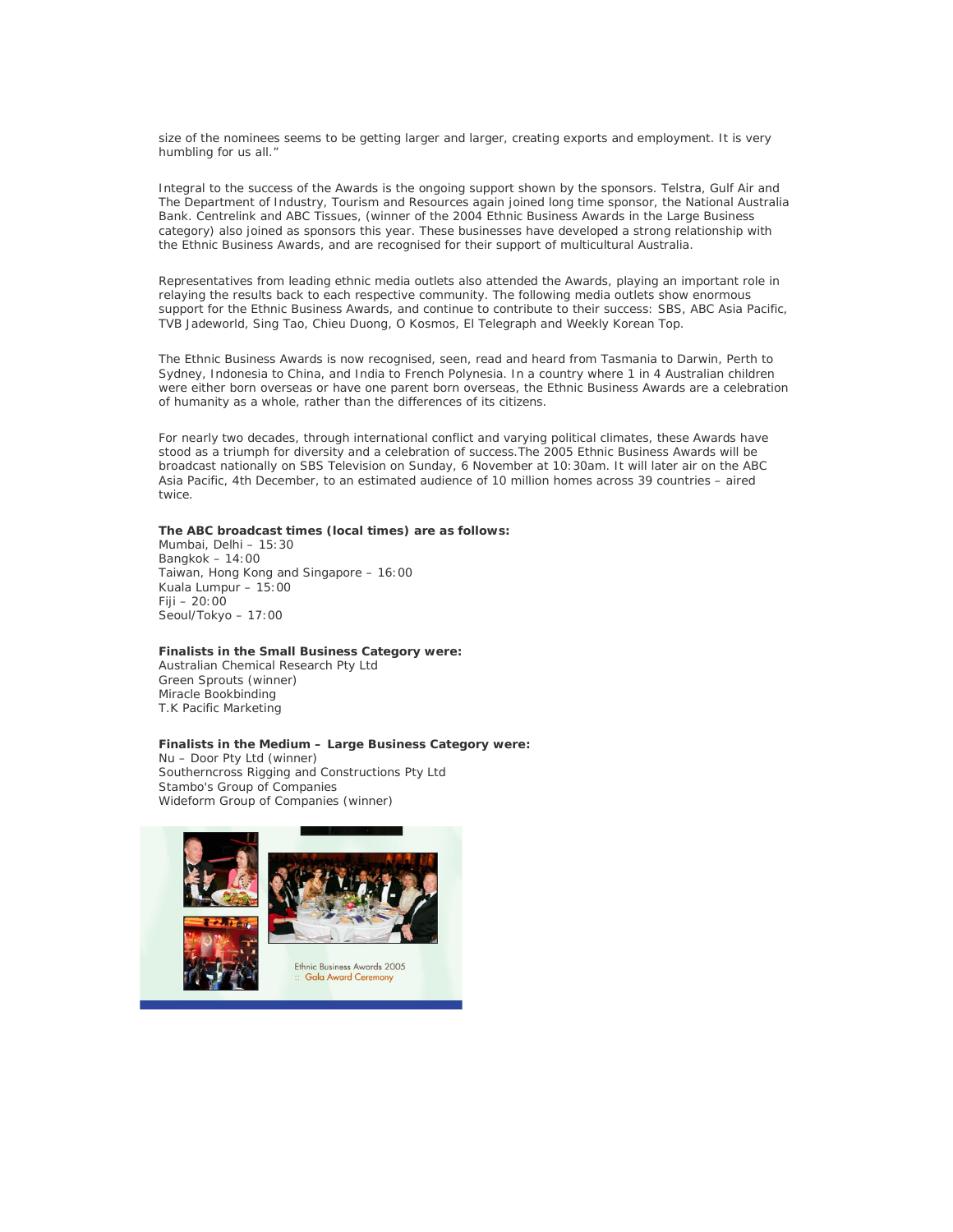size of the nominees seems to be getting larger and larger, creating exports and employment. It is very humbling for us all."

Integral to the success of the Awards is the ongoing support shown by the sponsors. Telstra, Gulf Air and The Department of Industry, Tourism and Resources again joined long time sponsor, the National Australia Bank. Centrelink and ABC Tissues, (winner of the 2004 Ethnic Business Awards in the Large Business category) also joined as sponsors this year. These businesses have developed a strong relationship with the Ethnic Business Awards, and are recognised for their support of multicultural Australia.

Representatives from leading ethnic media outlets also attended the Awards, playing an important role in relaying the results back to each respective community. The following media outlets show enormous support for the Ethnic Business Awards, and continue to contribute to their success: SBS, ABC Asia Pacific, TVB Jadeworld, Sing Tao, Chieu Duong, O Kosmos, El Telegraph and Weekly Korean Top.

The Ethnic Business Awards is now recognised, seen, read and heard from Tasmania to Darwin, Perth to Sydney, Indonesia to China, and India to French Polynesia. In a country where 1 in 4 Australian children were either born overseas or have one parent born overseas, the Ethnic Business Awards are a celebration of humanity as a whole, rather than the differences of its citizens.

For nearly two decades, through international conflict and varying political climates, these Awards have stood as a triumph for diversity and a celebration of success.The 2005 Ethnic Business Awards will be broadcast nationally on SBS Television on Sunday, 6 November at 10:30am. It will later air on the ABC Asia Pacific, 4th December, to an estimated audience of 10 million homes across 39 countries – aired twice.

**The ABC broadcast times (local times) are as follows:**
Mumbai, Delhi – 15:30
Bangkok – 14:00
Taiwan, Hong Kong and Singapore – 16:00
Kuala Lumpur – 15:00
Fiji – 20:00
Seoul/Tokyo – 17:00

**Finalists in the Small Business Category were:**
Australian Chemical Research Pty Ltd
Green Sprouts (winner)
Miracle Bookbinding
T.K Pacific Marketing

**Finalists in the Medium – Large Business Category were:**
Nu – Door Pty Ltd (winner)
Southerncross Rigging and Constructions Pty Ltd
Stambo's Group of Companies
Wideform Group of Companies (winner)

Ethnic Business Awards 2005
:: Gala Award Ceremony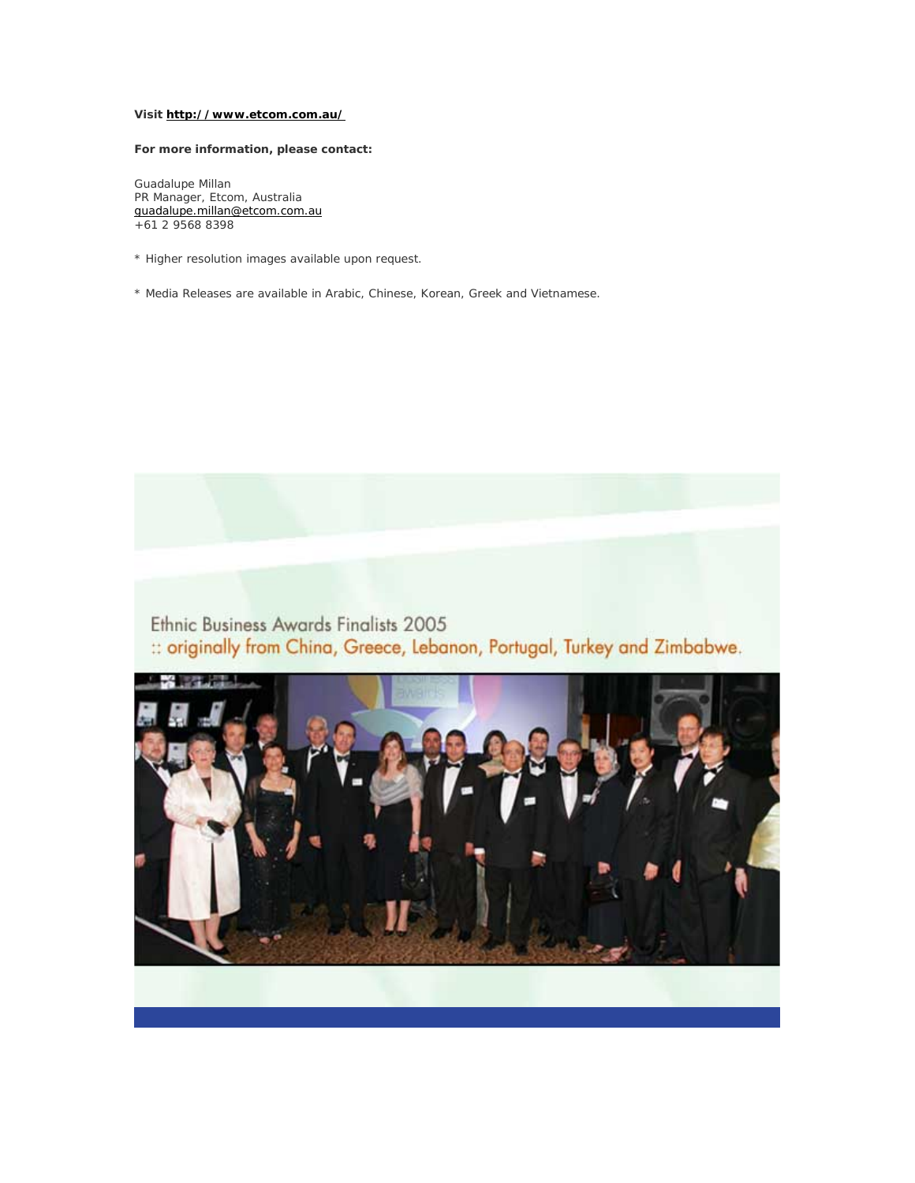**Visit http://www.etcom.com.au/**

**For more information, please contact:**

Guadalupe Millan
PR Manager, Etcom, Australia
guadalupe.millan@etcom.com.au
+61 2 9568 8398

* Higher resolution images available upon request.

* Media Releases are available in Arabic, Chinese, Korean, Greek and Vietnamese.

Ethnic Business Awards Finalists 2005
:: originally from China, Greece, Lebanon, Portugal, Turkey and Zimbabwe.